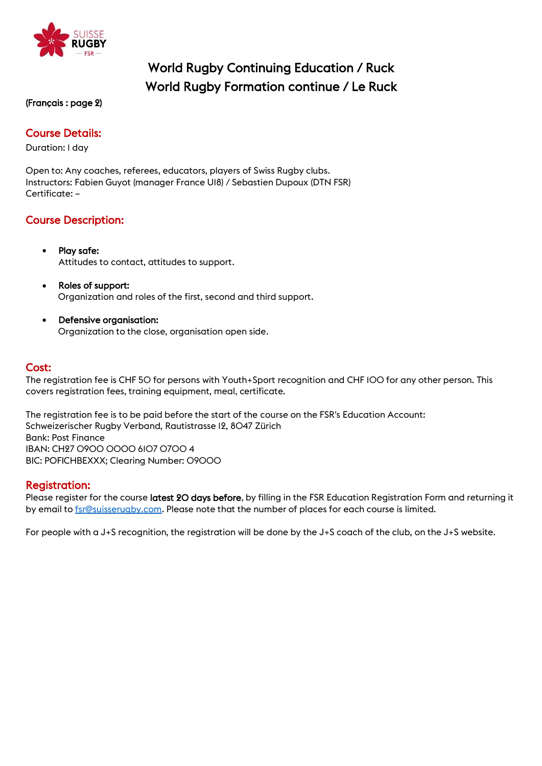# World Rugby Continuing Education / Ruck
# World Rugby Formation continue / Le Ruck

(Français : page 2)

## Course Details:

Duration: 1 day

Open to: Any coaches, referees, educators, players of Swiss Rugby clubs.
Instructors: Fabien Guyot (manager France U18) / Sebastien Dupoux (DTN FSR)
Certificate: –

## Course Description:

- **Play safe:**
  Attitudes to contact, attitudes to support.

- **Roles of support:**
  Organization and roles of the first, second and third support.

- **Defensive organisation:**
  Organization to the close, organisation open side.

## Cost:

The registration fee is CHF 50 for persons with Youth+Sport recognition and CHF 100 for any other person. This covers registration fees, training equipment, meal, certificate.

The registration fee is to be paid before the start of the course on the FSR's Education Account:
Schweizerischer Rugby Verband, Rautistrasse 12, 8047 Zürich
Bank: Post Finance
IBAN: CH27 0900 0000 6107 0700 4
BIC: POFICHBEXXX; Clearing Number: 09000

## Registration:

Please register for the course **latest 20 days before**, by filling in the FSR Education Registration Form and returning it by email to fsr@suisserugby.com. Please note that the number of places for each course is limited.

For people with a J+S recognition, the registration will be done by the J+S coach of the club, on the J+S website.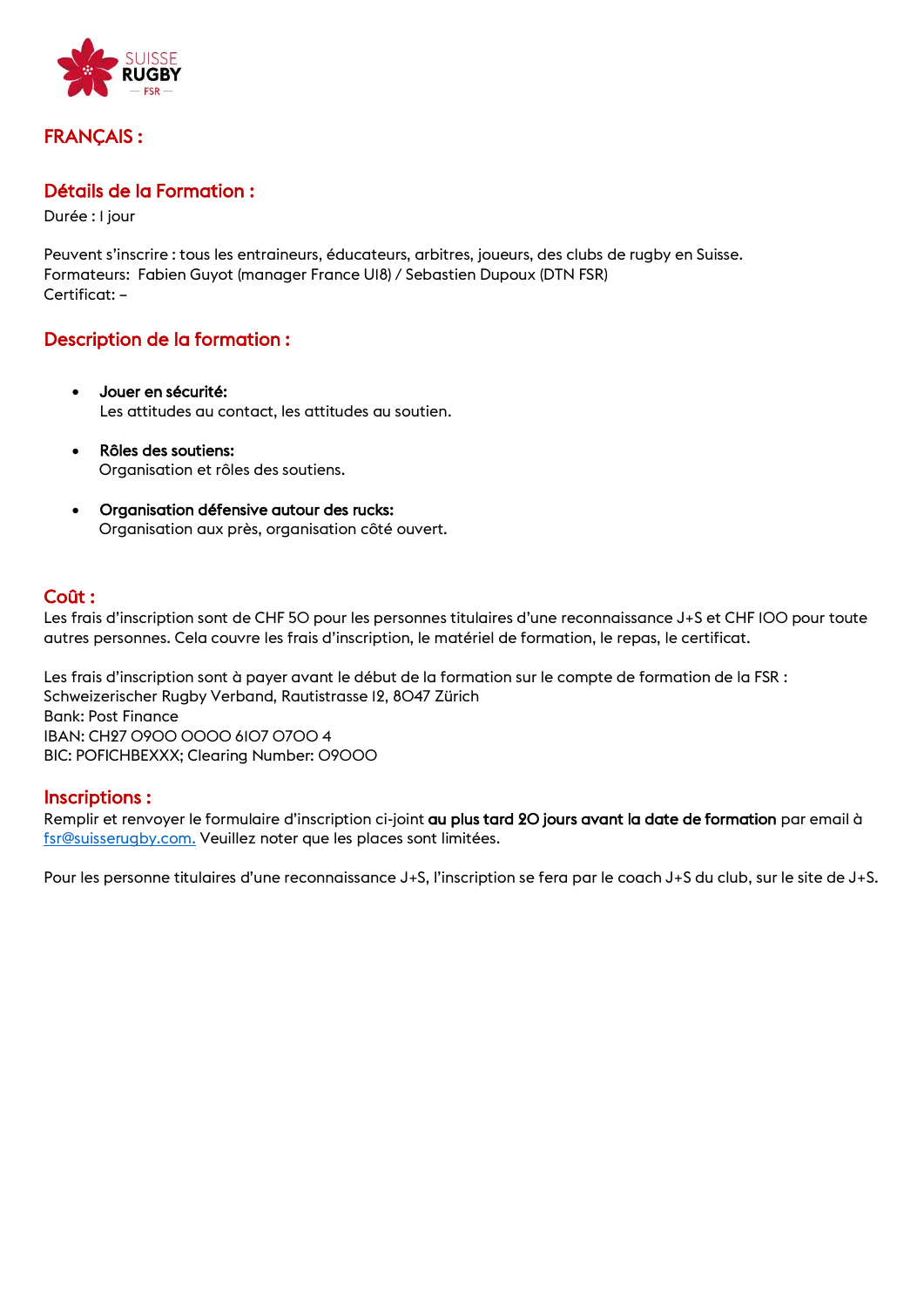## FRANÇAIS :

### Détails de la Formation :

Durée : 1 jour

Peuvent s'inscrire : tous les entraineurs, éducateurs, arbitres, joueurs, des clubs de rugby en Suisse.
Formateurs: Fabien Guyot (manager France U18) / Sebastien Dupoux (DTN FSR)
Certificat: –

### Description de la formation :

- **Jouer en sécurité:**
  Les attitudes au contact, les attitudes au soutien.

- **Rôles des soutiens:**
  Organisation et rôles des soutiens.

- **Organisation défensive autour des rucks:**
  Organisation aux près, organisation côté ouvert.

### Coût :

Les frais d'inscription sont de CHF 50 pour les personnes titulaires d'une reconnaissance J+S et CHF 100 pour toute autres personnes. Cela couvre les frais d'inscription, le matériel de formation, le repas, le certificat.

Les frais d'inscription sont à payer avant le début de la formation sur le compte de formation de la FSR :
Schweizerischer Rugby Verband, Rautistrasse 12, 8047 Zürich
Bank: Post Finance
IBAN: CH27 0900 0000 6107 0700 4
BIC: POFICHBEXXX; Clearing Number: 09000

### Inscriptions :

Remplir et renvoyer le formulaire d'inscription ci-joint **au plus tard 20 jours avant la date de formation** par email à fsr@suisserugby.com. Veuillez noter que les places sont limitées.

Pour les personne titulaires d'une reconnaissance J+S, l'inscription se fera par le coach J+S du club, sur le site de J+S.